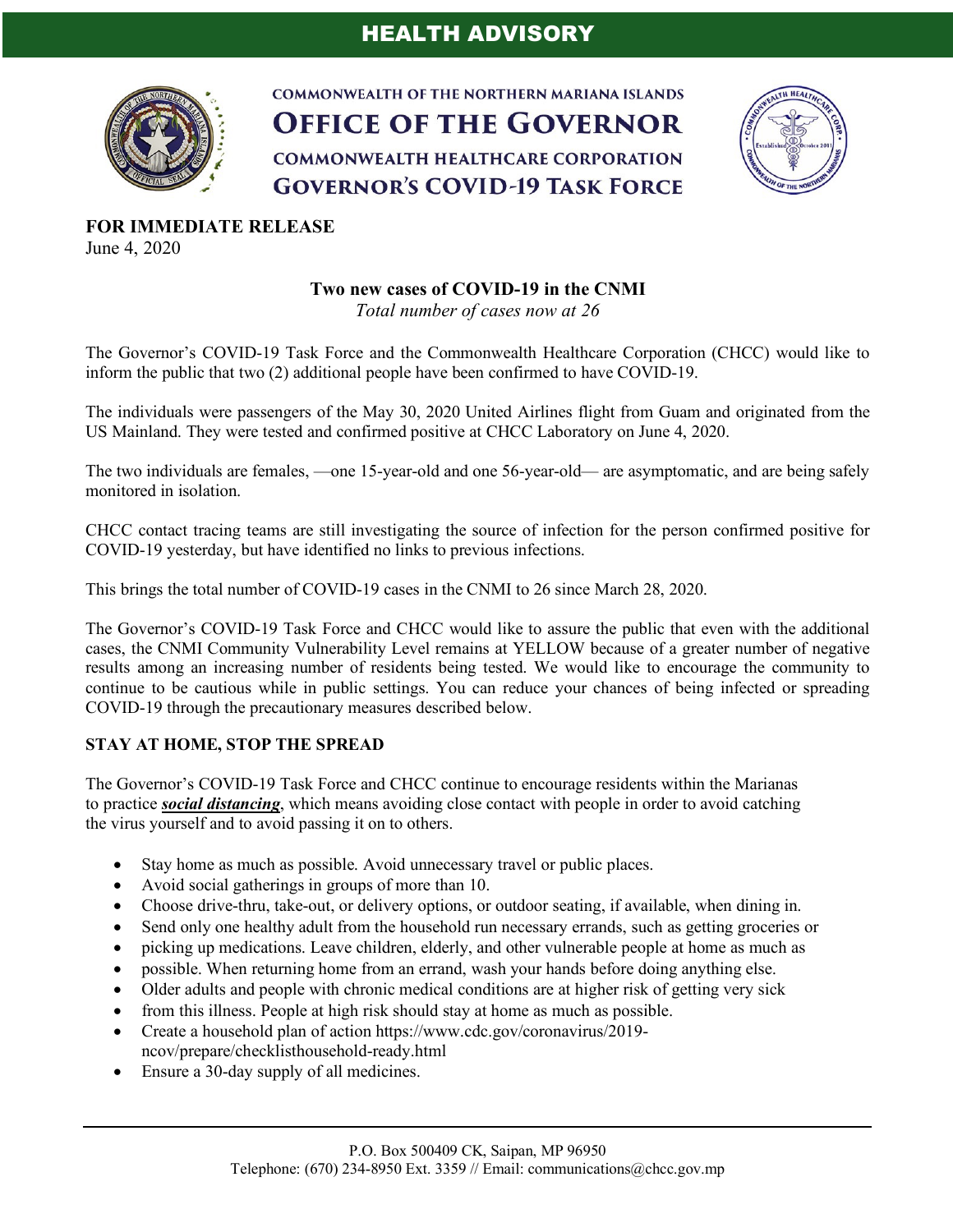# HEALTH ADVISORY

**COMMONWEALTH OF THE NORTHERN MARIANA ISLANDS**
**OFFICE OF THE GOVERNOR**
**COMMONWEALTH HEALTHCARE CORPORATION**
**GOVERNOR'S COVID-19 TASK FORCE**

**FOR IMMEDIATE RELEASE**
June 4, 2020

## Two new cases of COVID-19 in the CNMI

*Total number of cases now at 26*

The Governor's COVID-19 Task Force and the Commonwealth Healthcare Corporation (CHCC) would like to inform the public that two (2) additional people have been confirmed to have COVID-19.

The individuals were passengers of the May 30, 2020 United Airlines flight from Guam and originated from the US Mainland. They were tested and confirmed positive at CHCC Laboratory on June 4, 2020.

The two individuals are females, —one 15-year-old and one 56-year-old— are asymptomatic, and are being safely monitored in isolation.

CHCC contact tracing teams are still investigating the source of infection for the person confirmed positive for COVID-19 yesterday, but have identified no links to previous infections.

This brings the total number of COVID-19 cases in the CNMI to 26 since March 28, 2020.

The Governor's COVID-19 Task Force and CHCC would like to assure the public that even with the additional cases, the CNMI Community Vulnerability Level remains at YELLOW because of a greater number of negative results among an increasing number of residents being tested. We would like to encourage the community to continue to be cautious while in public settings. You can reduce your chances of being infected or spreading COVID-19 through the precautionary measures described below.

### STAY AT HOME, STOP THE SPREAD

The Governor's COVID-19 Task Force and CHCC continue to encourage residents within the Marianas to practice ***social distancing***, which means avoiding close contact with people in order to avoid catching the virus yourself and to avoid passing it on to others.

- Stay home as much as possible. Avoid unnecessary travel or public places.
- Avoid social gatherings in groups of more than 10.
- Choose drive-thru, take-out, or delivery options, or outdoor seating, if available, when dining in.
- Send only one healthy adult from the household run necessary errands, such as getting groceries or
- picking up medications. Leave children, elderly, and other vulnerable people at home as much as
- possible. When returning home from an errand, wash your hands before doing anything else.
- Older adults and people with chronic medical conditions are at higher risk of getting very sick
- from this illness. People at high risk should stay at home as much as possible.
- Create a household plan of action https://www.cdc.gov/coronavirus/2019-ncov/prepare/checklisthousehold-ready.html
- Ensure a 30-day supply of all medicines.

P.O. Box 500409 CK, Saipan, MP 96950
Telephone: (670) 234-8950 Ext. 3359 // Email: communications@chcc.gov.mp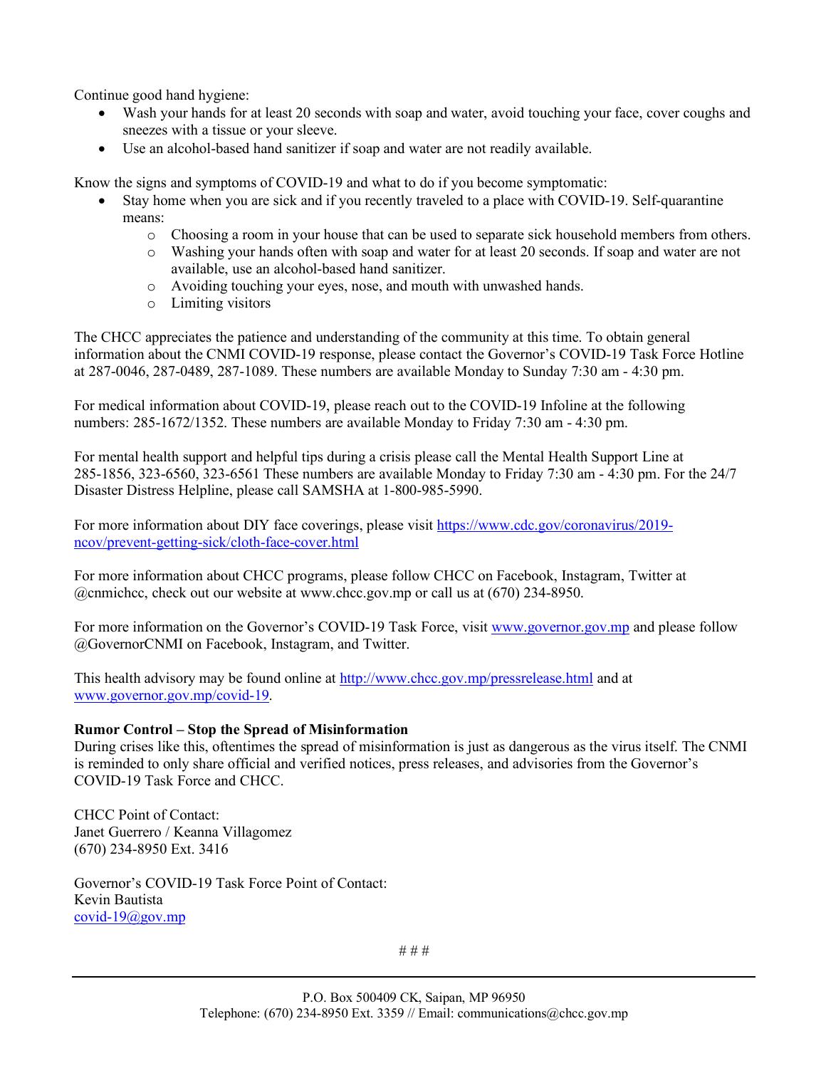Continue good hand hygiene:

- Wash your hands for at least 20 seconds with soap and water, avoid touching your face, cover coughs and sneezes with a tissue or your sleeve.
- Use an alcohol-based hand sanitizer if soap and water are not readily available.

Know the signs and symptoms of COVID-19 and what to do if you become symptomatic:

- Stay home when you are sick and if you recently traveled to a place with COVID-19. Self-quarantine means:
  - Choosing a room in your house that can be used to separate sick household members from others.
  - Washing your hands often with soap and water for at least 20 seconds. If soap and water are not available, use an alcohol-based hand sanitizer.
  - Avoiding touching your eyes, nose, and mouth with unwashed hands.
  - Limiting visitors

The CHCC appreciates the patience and understanding of the community at this time. To obtain general information about the CNMI COVID-19 response, please contact the Governor's COVID-19 Task Force Hotline at 287-0046, 287-0489, 287-1089. These numbers are available Monday to Sunday 7:30 am - 4:30 pm.

For medical information about COVID-19, please reach out to the COVID-19 Infoline at the following numbers: 285-1672/1352. These numbers are available Monday to Friday 7:30 am - 4:30 pm.

For mental health support and helpful tips during a crisis please call the Mental Health Support Line at 285-1856, 323-6560, 323-6561 These numbers are available Monday to Friday 7:30 am - 4:30 pm. For the 24/7 Disaster Distress Helpline, please call SAMSHA at 1-800-985-5990.

For more information about DIY face coverings, please visit https://www.cdc.gov/coronavirus/2019-ncov/prevent-getting-sick/cloth-face-cover.html

For more information about CHCC programs, please follow CHCC on Facebook, Instagram, Twitter at @cnmichcc, check out our website at www.chcc.gov.mp or call us at (670) 234-8950.

For more information on the Governor's COVID-19 Task Force, visit www.governor.gov.mp and please follow @GovernorCNMI on Facebook, Instagram, and Twitter.

This health advisory may be found online at http://www.chcc.gov.mp/pressrelease.html and at www.governor.gov.mp/covid-19.

**Rumor Control – Stop the Spread of Misinformation**

During crises like this, oftentimes the spread of misinformation is just as dangerous as the virus itself. The CNMI is reminded to only share official and verified notices, press releases, and advisories from the Governor's COVID-19 Task Force and CHCC.

CHCC Point of Contact:
Janet Guerrero / Keanna Villagomez
(670) 234-8950 Ext. 3416

Governor's COVID-19 Task Force Point of Contact:
Kevin Bautista
covid-19@gov.mp

# # #

P.O. Box 500409 CK, Saipan, MP 96950
Telephone: (670) 234-8950 Ext. 3359 // Email: communications@chcc.gov.mp